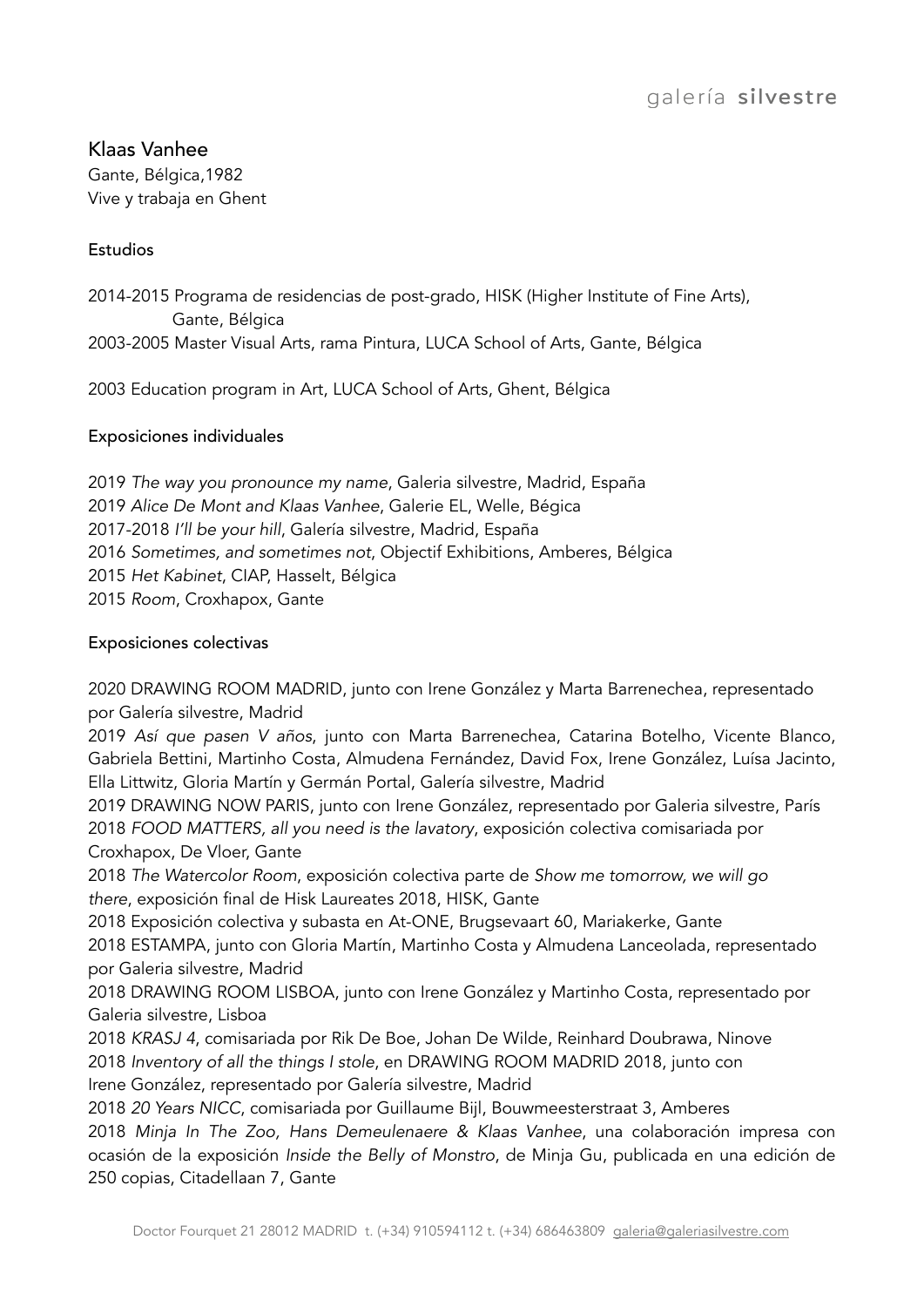# Klaas Vanhee

Gante, Bélgica,1982
Vive y trabaja en Ghent

## Estudios

2014-2015 Programa de residencias de post-grado, HISK (Higher Institute of Fine Arts), Gante, Bélgica
2003-2005 Master Visual Arts, rama Pintura, LUCA School of Arts, Gante, Bélgica

2003 Education program in Art, LUCA School of Arts, Ghent, Bélgica

## Exposiciones individuales

2019 *The way you pronounce my name*, Galeria silvestre, Madrid, España
2019 *Alice De Mont and Klaas Vanhee*, Galerie EL, Welle, Bégica
2017-2018 *I'll be your hill*, Galería silvestre, Madrid, España
2016 *Sometimes, and sometimes not*, Objectif Exhibitions, Amberes, Bélgica
2015 *Het Kabinet*, CIAP, Hasselt, Bélgica
2015 *Room*, Croxhapox, Gante

## Exposiciones colectivas

2020 DRAWING ROOM MADRID, junto con Irene González y Marta Barrenechea, representado por Galería silvestre, Madrid
2019 *Así que pasen V años*, junto con Marta Barrenechea, Catarina Botelho, Vicente Blanco, Gabriela Bettini, Martinho Costa, Almudena Fernández, David Fox, Irene González, Luísa Jacinto, Ella Littwitz, Gloria Martín y Germán Portal, Galería silvestre, Madrid
2019 DRAWING NOW PARIS, junto con Irene González, representado por Galeria silvestre, París
2018 *FOOD MATTERS, all you need is the lavatory*, exposición colectiva comisariada por Croxhapox, De Vloer, Gante
2018 *The Watercolor Room*, exposición colectiva parte de *Show me tomorrow, we will go there*, exposición final de Hisk Laureates 2018, HISK, Gante
2018 Exposición colectiva y subasta en At-ONE, Brugsevaart 60, Mariakerke, Gante
2018 ESTAMPA, junto con Gloria Martín, Martinho Costa y Almudena Lanceolada, representado por Galeria silvestre, Madrid
2018 DRAWING ROOM LISBOA, junto con Irene González y Martinho Costa, representado por Galeria silvestre, Lisboa
2018 *KRASJ 4*, comisariada por Rik De Boe, Johan De Wilde, Reinhard Doubrawa, Ninove
2018 *Inventory of all the things I stole*, en DRAWING ROOM MADRID 2018, junto con Irene González, representado por Galería silvestre, Madrid
2018 *20 Years NICC*, comisariada por Guillaume Bijl, Bouwmeesterstraat 3, Amberes
2018 *Minja In The Zoo, Hans Demeulenaere & Klaas Vanhee*, una colaboración impresa con ocasión de la exposición *Inside the Belly of Monstro*, de Minja Gu, publicada en una edición de 250 copias, Citadellaan 7, Gante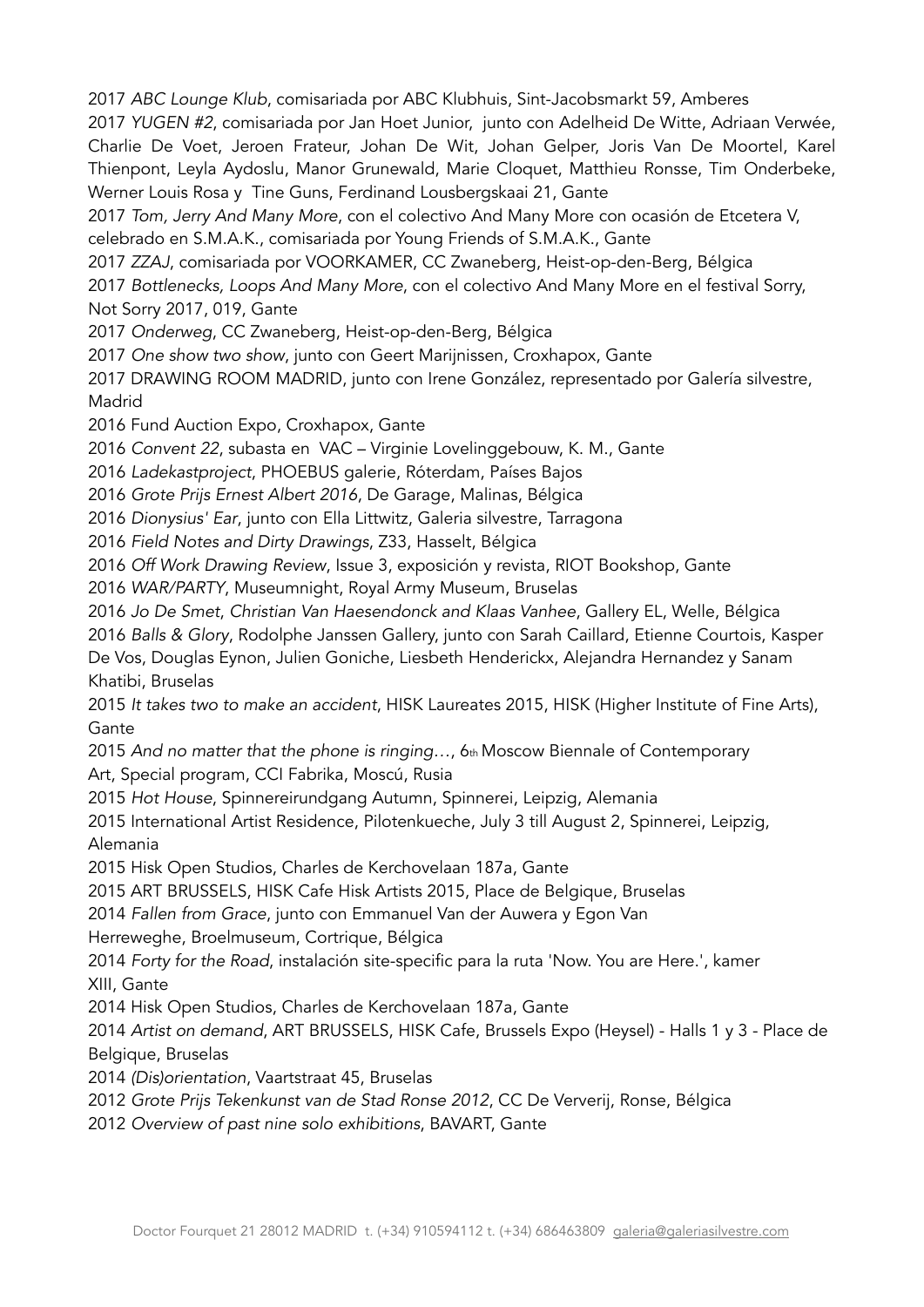2017 *ABC Lounge Klub*, comisariada por ABC Klubhuis, Sint-Jacobsmarkt 59, Amberes

2017 *YUGEN #2*, comisariada por Jan Hoet Junior, junto con Adelheid De Witte, Adriaan Verwée, Charlie De Voet, Jeroen Frateur, Johan De Wit, Johan Gelper, Joris Van De Moortel, Karel Thienpont, Leyla Aydoslu, Manor Grunewald, Marie Cloquet, Matthieu Ronsse, Tim Onderbeke, Werner Louis Rosa y Tine Guns, Ferdinand Lousbergskaai 21, Gante

2017 *Tom, Jerry And Many More*, con el colectivo And Many More con ocasión de Etcetera V, celebrado en S.M.A.K., comisariada por Young Friends of S.M.A.K., Gante

2017 *ZZAJ*, comisariada por VOORKAMER, CC Zwaneberg, Heist-op-den-Berg, Bélgica

2017 *Bottlenecks, Loops And Many More*, con el colectivo And Many More en el festival Sorry, Not Sorry 2017, 019, Gante

2017 *Onderweg*, CC Zwaneberg, Heist-op-den-Berg, Bélgica

2017 *One show two show*, junto con Geert Marijnissen, Croxhapox, Gante

2017 DRAWING ROOM MADRID, junto con Irene González, representado por Galería silvestre, Madrid

2016 Fund Auction Expo, Croxhapox, Gante

2016 *Convent 22*, subasta en VAC – Virginie Lovelinggebouw, K. M., Gante

2016 *Ladekastproject*, PHOEBUS galerie, Róterdam, Países Bajos

2016 *Grote Prijs Ernest Albert 2016*, De Garage, Malinas, Bélgica

2016 *Dionysius' Ear*, junto con Ella Littwitz, Galeria silvestre, Tarragona

2016 *Field Notes and Dirty Drawings*, Z33, Hasselt, Bélgica

2016 *Off Work Drawing Review*, Issue 3, exposición y revista, RIOT Bookshop, Gante

2016 *WAR/PARTY*, Museumnight, Royal Army Museum, Bruselas

2016 *Jo De Smet, Christian Van Haesendonck and Klaas Vanhee*, Gallery EL, Welle, Bélgica

2016 *Balls & Glory*, Rodolphe Janssen Gallery, junto con Sarah Caillard, Etienne Courtois, Kasper De Vos, Douglas Eynon, Julien Goniche, Liesbeth Henderickx, Alejandra Hernandez y Sanam Khatibi, Bruselas

2015 *It takes two to make an accident*, HISK Laureates 2015, HISK (Higher Institute of Fine Arts), Gante

2015 *And no matter that the phone is ringing…*, 6th Moscow Biennale of Contemporary Art, Special program, CCI Fabrika, Moscú, Rusia

2015 *Hot House*, Spinnereirundgang Autumn, Spinnerei, Leipzig, Alemania

2015 International Artist Residence, Pilotenkueche, July 3 till August 2, Spinnerei, Leipzig, Alemania

2015 Hisk Open Studios, Charles de Kerchovelaan 187a, Gante

2015 ART BRUSSELS, HISK Cafe Hisk Artists 2015, Place de Belgique, Bruselas

2014 *Fallen from Grace*, junto con Emmanuel Van der Auwera y Egon Van Herreweghe, Broelmuseum, Cortrique, Bélgica

2014 *Forty for the Road*, instalación site-specific para la ruta 'Now. You are Here.', kamer XIII, Gante

2014 Hisk Open Studios, Charles de Kerchovelaan 187a, Gante

2014 *Artist on demand*, ART BRUSSELS, HISK Cafe, Brussels Expo (Heysel) - Halls 1 y 3 - Place de Belgique, Bruselas

2014 *(Dis)orientation*, Vaartstraat 45, Bruselas

2012 *Grote Prijs Tekenkunst van de Stad Ronse 2012*, CC De Ververij, Ronse, Bélgica

2012 *Overview of past nine solo exhibitions*, BAVART, Gante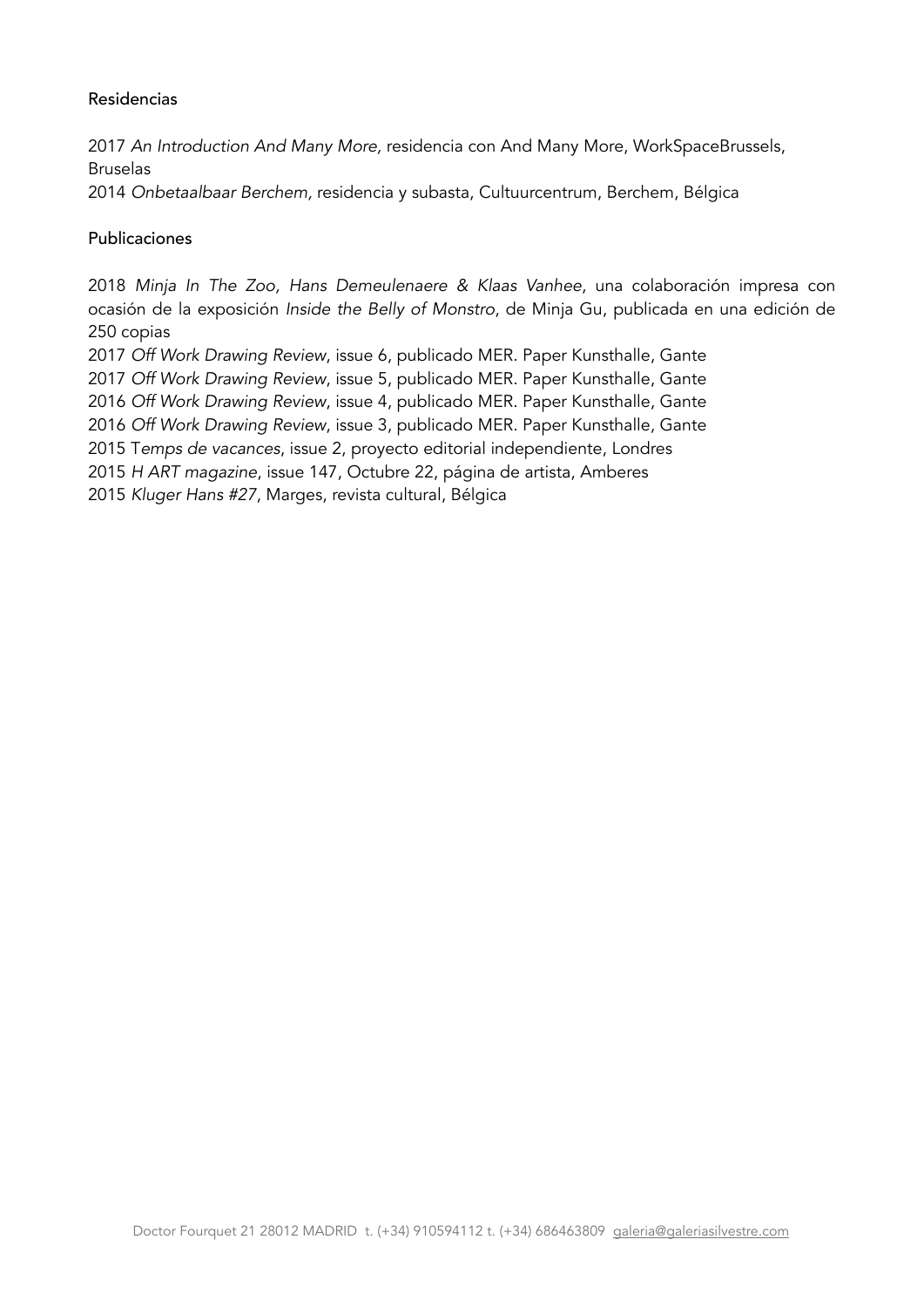## Residencias

2017 *An Introduction And Many More,* residencia con And Many More, WorkSpaceBrussels, Bruselas
2014 *Onbetaalbaar Berchem,* residencia y subasta, Cultuurcentrum, Berchem, Bélgica

## Publicaciones

2018 *Minja In The Zoo, Hans Demeulenaere & Klaas Vanhee*, una colaboración impresa con ocasión de la exposición *Inside the Belly of Monstro*, de Minja Gu, publicada en una edición de 250 copias
2017 *Off Work Drawing Review*, issue 6, publicado MER. Paper Kunsthalle, Gante
2017 *Off Work Drawing Review*, issue 5, publicado MER. Paper Kunsthalle, Gante
2016 *Off Work Drawing Review*, issue 4, publicado MER. Paper Kunsthalle, Gante
2016 *Off Work Drawing Review*, issue 3, publicado MER. Paper Kunsthalle, Gante
2015 T*emps de vacances*, issue 2, proyecto editorial independiente, Londres
2015 *H ART magazine*, issue 147, Octubre 22, página de artista, Amberes
2015 *Kluger Hans #27*, Marges, revista cultural, Bélgica